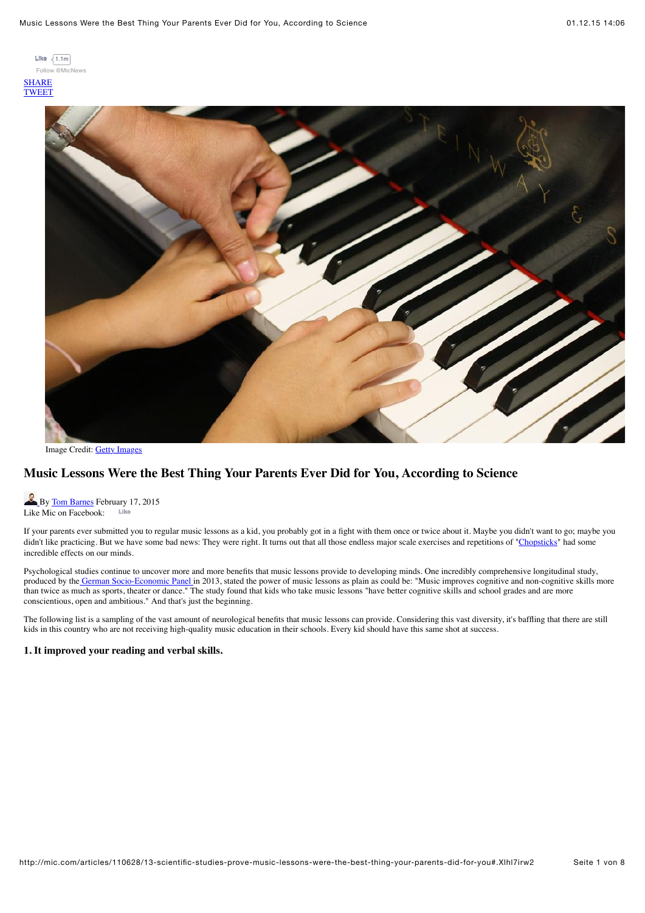Like 1.1m
Follow @MicNews

SHARE
TWEET

Image Credit: Getty Images

# Music Lessons Were the Best Thing Your Parents Ever Did for You, According to Science

By Tom Barnes February 17, 2015
Like Mic on Facebook: Like

If your parents ever submitted you to regular music lessons as a kid, you probably got in a fight with them once or twice about it. Maybe you didn't want to go; maybe you didn't like practicing. But we have some bad news: They were right. It turns out that all those endless major scale exercises and repetitions of "Chopsticks" had some incredible effects on our minds.

Psychological studies continue to uncover more and more benefits that music lessons provide to developing minds. One incredibly comprehensive longitudinal study, produced by the German Socio-Economic Panel in 2013, stated the power of music lessons as plain as could be: "Music improves cognitive and non-cognitive skills more than twice as much as sports, theater or dance." The study found that kids who take music lessons "have better cognitive skills and school grades and are more conscientious, open and ambitious." And that's just the beginning.

The following list is a sampling of the vast amount of neurological benefits that music lessons can provide. Considering this vast diversity, it's baffling that there are still kids in this country who are not receiving high-quality music education in their schools. Every kid should have this same shot at success.

### 1. It improved your reading and verbal skills.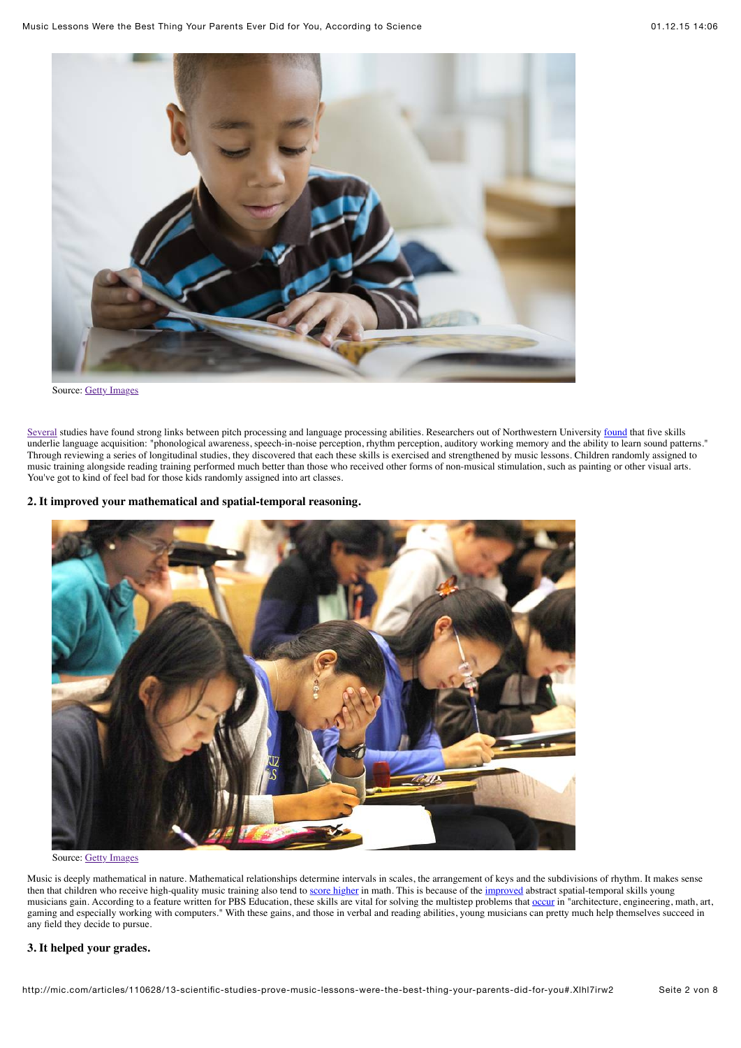Source: Getty Images

Several studies have found strong links between pitch processing and language processing abilities. Researchers out of Northwestern University found that five skills underlie language acquisition: "phonological awareness, speech-in-noise perception, rhythm perception, auditory working memory and the ability to learn sound patterns." Through reviewing a series of longitudinal studies, they discovered that each these skills is exercised and strengthened by music lessons. Children randomly assigned to music training alongside reading training performed much better than those who received other forms of non-musical stimulation, such as painting or other visual arts. You've got to kind of feel bad for those kids randomly assigned into art classes.

### 2. It improved your mathematical and spatial-temporal reasoning.

Source: Getty Images

Music is deeply mathematical in nature. Mathematical relationships determine intervals in scales, the arrangement of keys and the subdivisions of rhythm. It makes sense then that children who receive high-quality music training also tend to score higher in math. This is because of the improved abstract spatial-temporal skills young musicians gain. According to a feature written for PBS Education, these skills are vital for solving the multistep problems that occur in "architecture, engineering, math, art, gaming and especially working with computers." With these gains, and those in verbal and reading abilities, young musicians can pretty much help themselves succeed in any field they decide to pursue.

### 3. It helped your grades.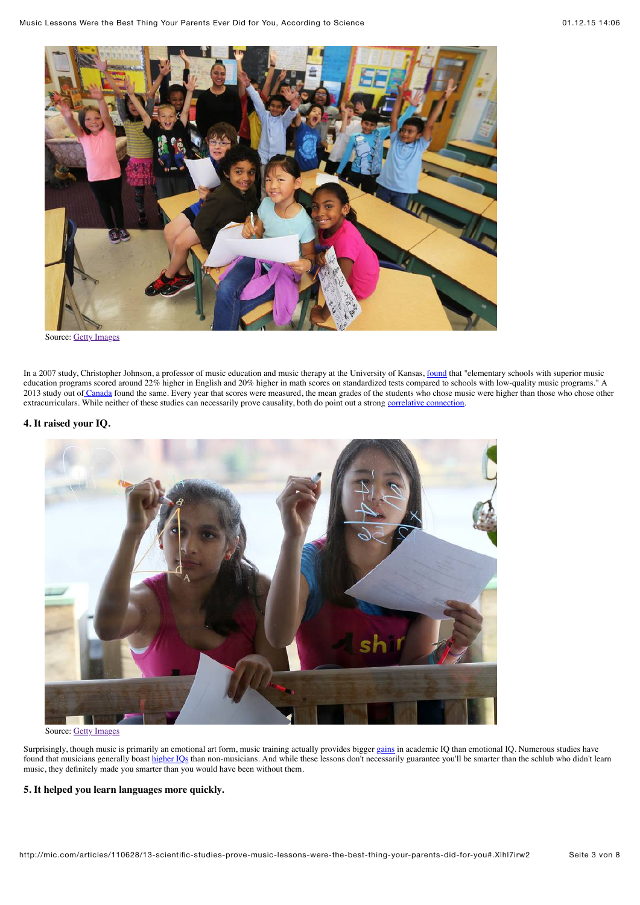Source: Getty Images

In a 2007 study, Christopher Johnson, a professor of music education and music therapy at the University of Kansas, found that "elementary schools with superior music education programs scored around 22% higher in English and 20% higher in math scores on standardized tests compared to schools with low-quality music programs." A 2013 study out of Canada found the same. Every year that scores were measured, the mean grades of the students who chose music were higher than those who chose other extracurriculars. While neither of these studies can necessarily prove causality, both do point out a strong correlative connection.

### 4. It raised your IQ.

Source: Getty Images

Surprisingly, though music is primarily an emotional art form, music training actually provides bigger gains in academic IQ than emotional IQ. Numerous studies have found that musicians generally boast higher IQs than non-musicians. And while these lessons don't necessarily guarantee you'll be smarter than the schlub who didn't learn music, they definitely made you smarter than you would have been without them.

### 5. It helped you learn languages more quickly.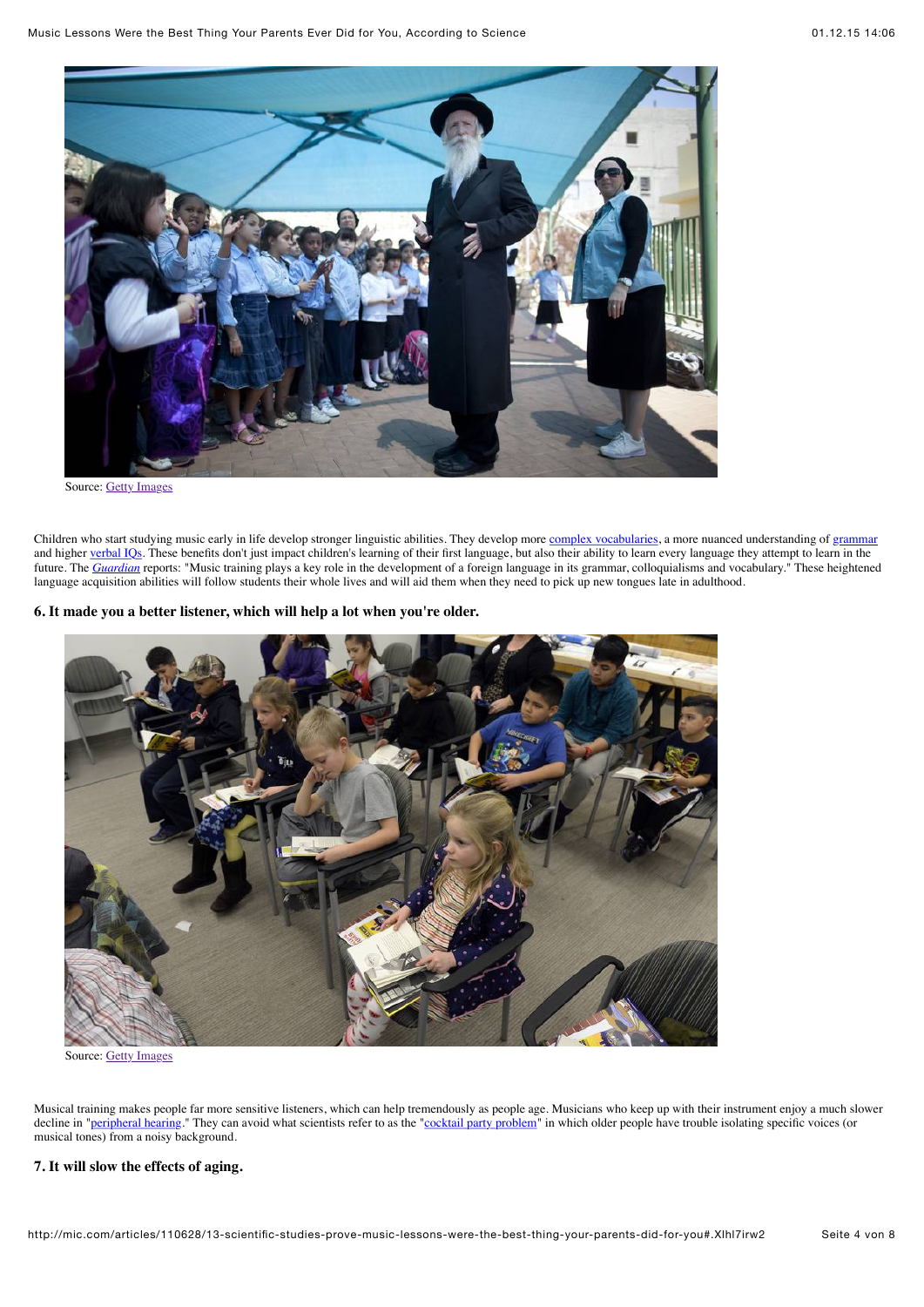Source: Getty Images

Children who start studying music early in life develop stronger linguistic abilities. They develop more complex vocabularies, a more nuanced understanding of grammar and higher verbal IQs. These benefits don't just impact children's learning of their first language, but also their ability to learn every language they attempt to learn in the future. The *Guardian* reports: "Music training plays a key role in the development of a foreign language in its grammar, colloquialisms and vocabulary." These heightened language acquisition abilities will follow students their whole lives and will aid them when they need to pick up new tongues late in adulthood.

**6. It made you a better listener, which will help a lot when you're older.**

Source: Getty Images

Musical training makes people far more sensitive listeners, which can help tremendously as people age. Musicians who keep up with their instrument enjoy a much slower decline in "peripheral hearing." They can avoid what scientists refer to as the "cocktail party problem" in which older people have trouble isolating specific voices (or musical tones) from a noisy background.

**7. It will slow the effects of aging.**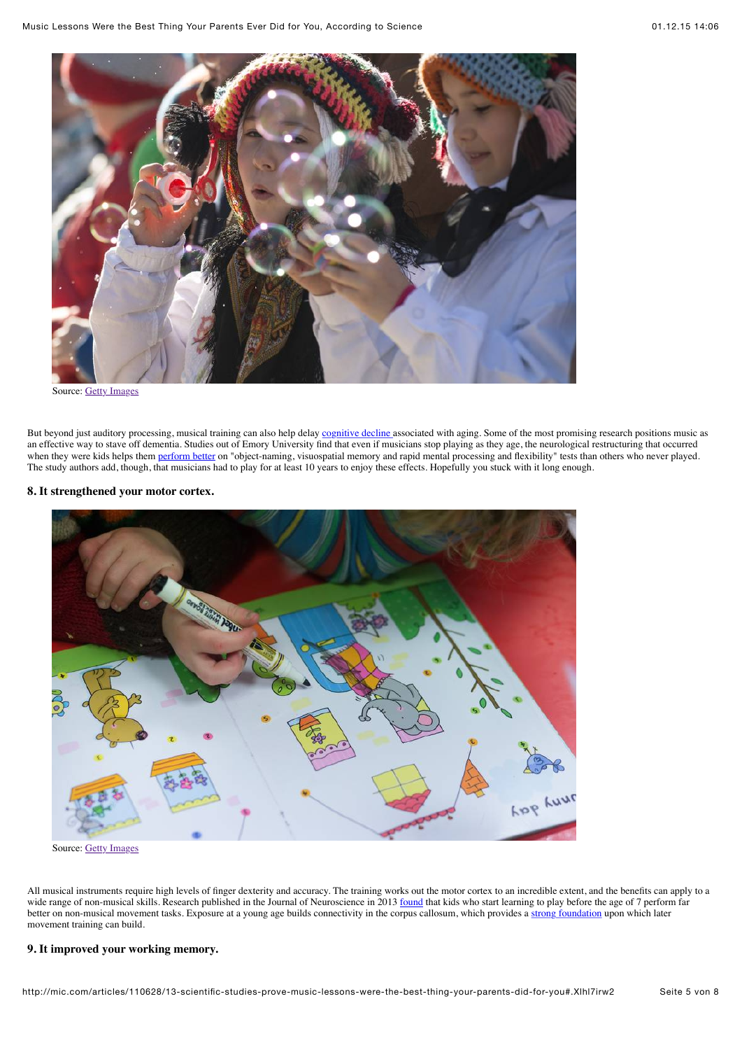Source: Getty Images

But beyond just auditory processing, musical training can also help delay cognitive decline associated with aging. Some of the most promising research positions music as an effective way to stave off dementia. Studies out of Emory University find that even if musicians stop playing as they age, the neurological restructuring that occurred when they were kids helps them perform better on "object-naming, visuospatial memory and rapid mental processing and flexibility" tests than others who never played. The study authors add, though, that musicians had to play for at least 10 years to enjoy these effects. Hopefully you stuck with it long enough.

### 8. It strengthened your motor cortex.

Source: Getty Images

All musical instruments require high levels of finger dexterity and accuracy. The training works out the motor cortex to an incredible extent, and the benefits can apply to a wide range of non-musical skills. Research published in the Journal of Neuroscience in 2013 found that kids who start learning to play before the age of 7 perform far better on non-musical movement tasks. Exposure at a young age builds connectivity in the corpus callosum, which provides a strong foundation upon which later movement training can build.

### 9. It improved your working memory.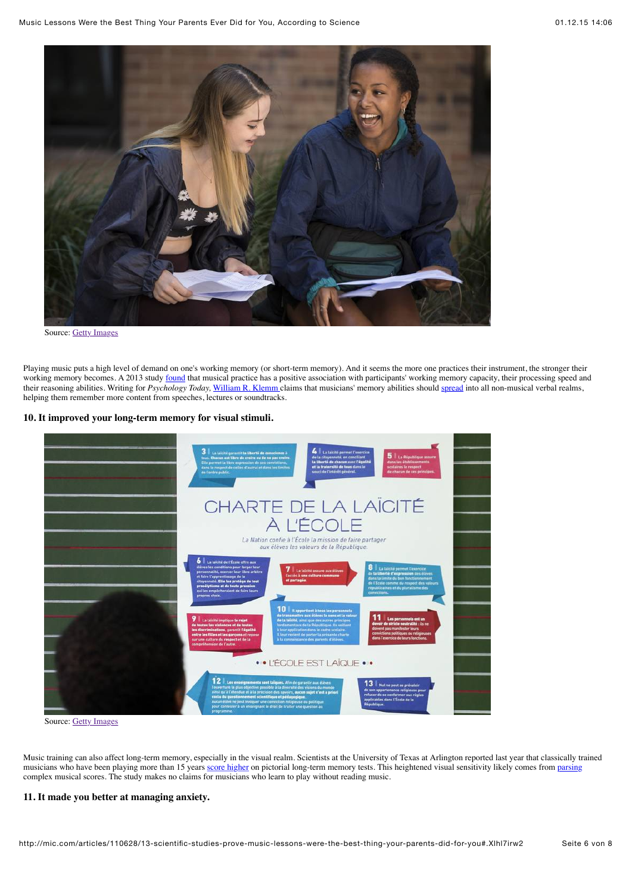Source: Getty Images

Playing music puts a high level of demand on one's working memory (or short-term memory). And it seems the more one practices their instrument, the stronger their working memory becomes. A 2013 study found that musical practice has a positive association with participants' working memory capacity, their processing speed and their reasoning abilities. Writing for *Psychology Today,* William R. Klemm claims that musicians' memory abilities should spread into all non-musical verbal realms, helping them remember more content from speeches, lectures or soundtracks.

### 10. It improved your long-term memory for visual stimuli.

Source: Getty Images

Music training can also affect long-term memory, especially in the visual realm. Scientists at the University of Texas at Arlington reported last year that classically trained musicians who have been playing more than 15 years score higher on pictorial long-term memory tests. This heightened visual sensitivity likely comes from parsing complex musical scores. The study makes no claims for musicians who learn to play without reading music.

### 11. It made you better at managing anxiety.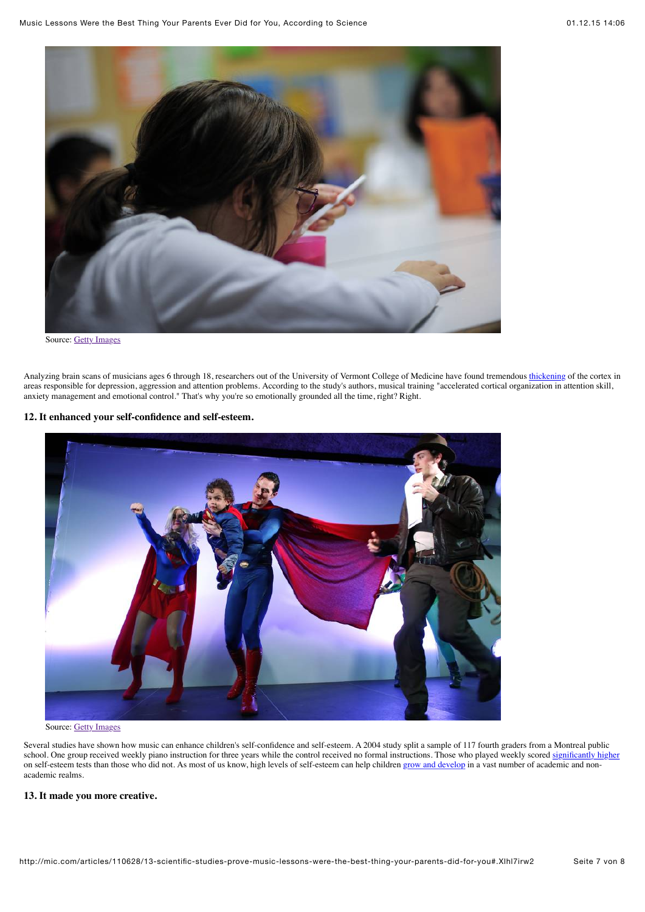Source: Getty Images

Analyzing brain scans of musicians ages 6 through 18, researchers out of the University of Vermont College of Medicine have found tremendous thickening of the cortex in areas responsible for depression, aggression and attention problems. According to the study's authors, musical training "accelerated cortical organization in attention skill, anxiety management and emotional control." That's why you're so emotionally grounded all the time, right? Right.

### 12. It enhanced your self-confidence and self-esteem.

Source: Getty Images

Several studies have shown how music can enhance children's self-confidence and self-esteem. A 2004 study split a sample of 117 fourth graders from a Montreal public school. One group received weekly piano instruction for three years while the control received no formal instructions. Those who played weekly scored significantly higher on self-esteem tests than those who did not. As most of us know, high levels of self-esteem can help children grow and develop in a vast number of academic and non-academic realms.

### 13. It made you more creative.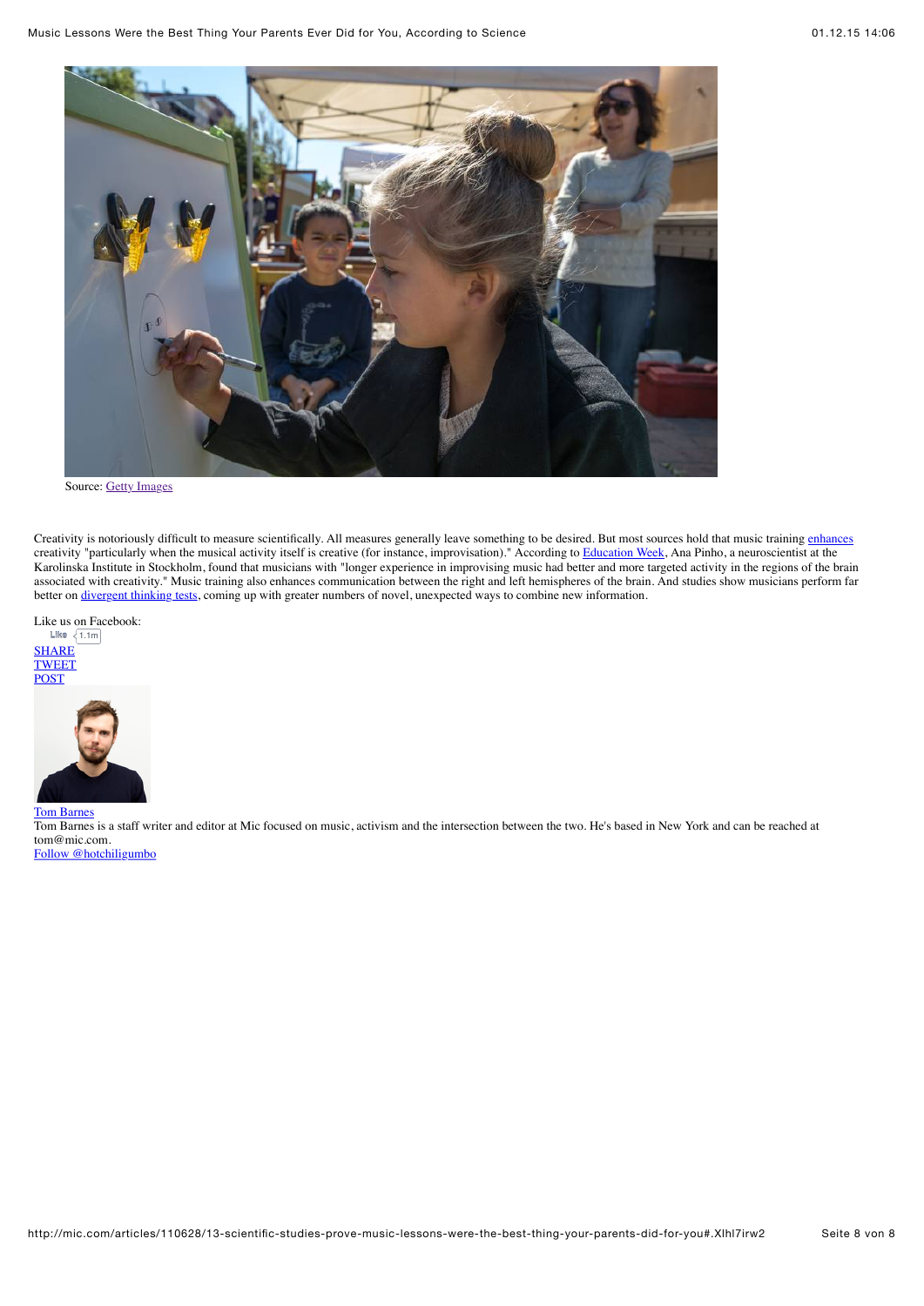Source: Getty Images

Creativity is notoriously difficult to measure scientifically. All measures generally leave something to be desired. But most sources hold that music training enhances creativity "particularly when the musical activity itself is creative (for instance, improvisation)." According to Education Week, Ana Pinho, a neuroscientist at the Karolinska Institute in Stockholm, found that musicians with "longer experience in improvising music had better and more targeted activity in the regions of the brain associated with creativity." Music training also enhances communication between the right and left hemispheres of the brain. And studies show musicians perform far better on divergent thinking tests, coming up with greater numbers of novel, unexpected ways to combine new information.

Like us on Facebook:

Like 1.1m

SHARE
TWEET
POST

Tom Barnes

Tom Barnes is a staff writer and editor at Mic focused on music, activism and the intersection between the two. He's based in New York and can be reached at tom@mic.com.

Follow @hotchiligumbo